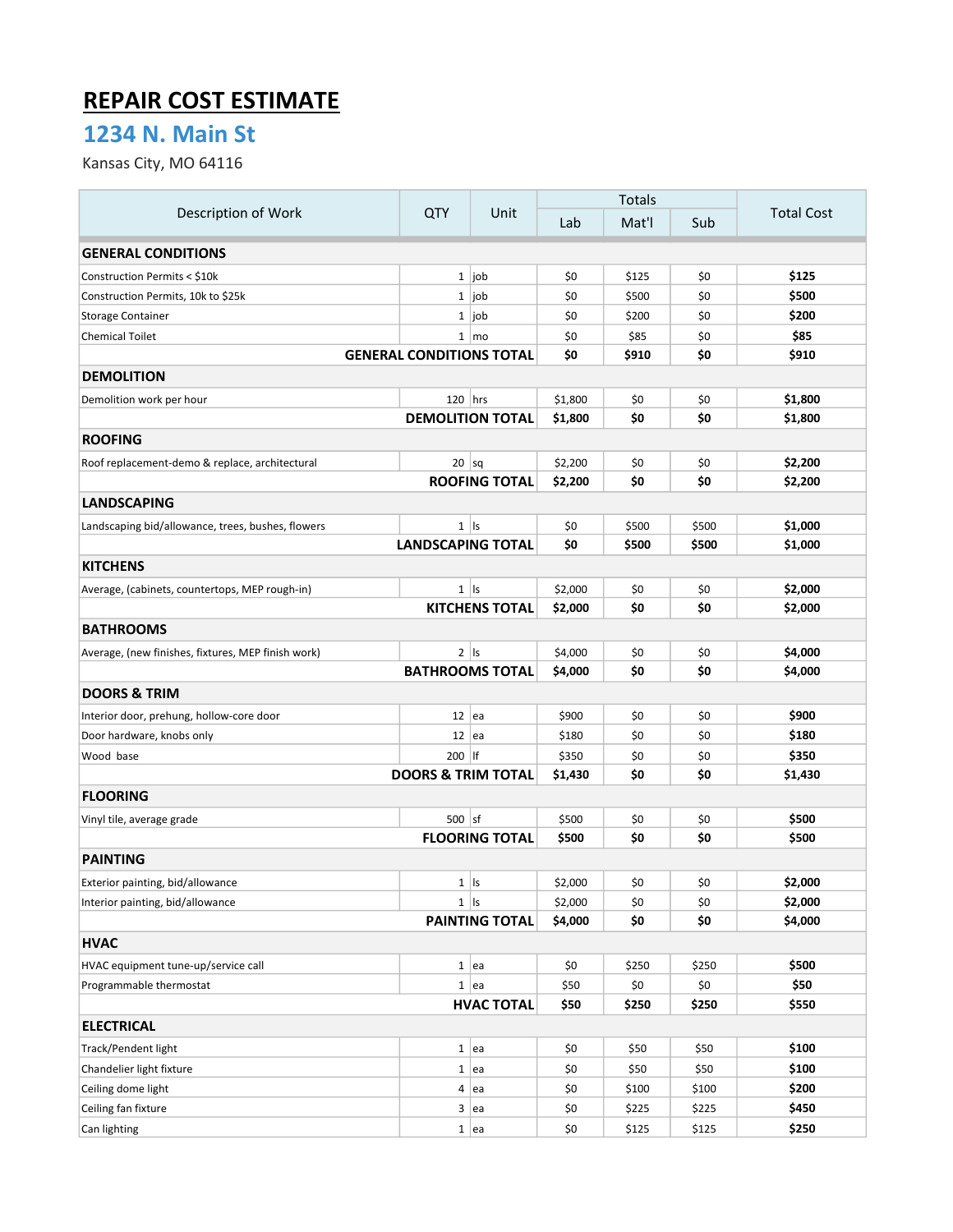# REPAIR COST ESTIMATE

## 1234 N. Main St

Kansas City, MO 64116

| Description of Work | QTY | Unit | Totals | | | Total Cost |
|---|---|---|---|---|---|---|
| | | | Lab | Mat'l | Sub | |
| **GENERAL CONDITIONS** | | | | | | |
| Construction Permits < $10k | 1 | job | $0 | $125 | $0 | **$125** |
| Construction Permits, 10k to $25k | 1 | job | $0 | $500 | $0 | **$500** |
| Storage Container | 1 | job | $0 | $200 | $0 | **$200** |
| Chemical Toilet | 1 | mo | $0 | $85 | $0 | **$85** |
| **GENERAL CONDITIONS TOTAL** | | | **$0** | **$910** | **$0** | **$910** |
| **DEMOLITION** | | | | | | |
| Demolition work per hour | 120 | hrs | $1,800 | $0 | $0 | **$1,800** |
| **DEMOLITION TOTAL** | | | **$1,800** | **$0** | **$0** | **$1,800** |
| **ROOFING** | | | | | | |
| Roof replacement-demo & replace, architectural | 20 | sq | $2,200 | $0 | $0 | **$2,200** |
| **ROOFING TOTAL** | | | **$2,200** | **$0** | **$0** | **$2,200** |
| **LANDSCAPING** | | | | | | |
| Landscaping bid/allowance, trees, bushes, flowers | 1 | ls | $0 | $500 | $500 | **$1,000** |
| **LANDSCAPING TOTAL** | | | **$0** | **$500** | **$500** | **$1,000** |
| **KITCHENS** | | | | | | |
| Average, (cabinets, countertops, MEP rough-in) | 1 | ls | $2,000 | $0 | $0 | **$2,000** |
| **KITCHENS TOTAL** | | | **$2,000** | **$0** | **$0** | **$2,000** |
| **BATHROOMS** | | | | | | |
| Average, (new finishes, fixtures, MEP finish work) | 2 | ls | $4,000 | $0 | $0 | **$4,000** |
| **BATHROOMS TOTAL** | | | **$4,000** | **$0** | **$0** | **$4,000** |
| **DOORS & TRIM** | | | | | | |
| Interior door, prehung, hollow-core door | 12 | ea | $900 | $0 | $0 | **$900** |
| Door hardware, knobs only | 12 | ea | $180 | $0 | $0 | **$180** |
| Wood base | 200 | lf | $350 | $0 | $0 | **$350** |
| **DOORS & TRIM TOTAL** | | | **$1,430** | **$0** | **$0** | **$1,430** |
| **FLOORING** | | | | | | |
| Vinyl tile, average grade | 500 | sf | $500 | $0 | $0 | **$500** |
| **FLOORING TOTAL** | | | **$500** | **$0** | **$0** | **$500** |
| **PAINTING** | | | | | | |
| Exterior painting, bid/allowance | 1 | ls | $2,000 | $0 | $0 | **$2,000** |
| Interior painting, bid/allowance | 1 | ls | $2,000 | $0 | $0 | **$2,000** |
| **PAINTING TOTAL** | | | **$4,000** | **$0** | **$0** | **$4,000** |
| **HVAC** | | | | | | |
| HVAC equipment tune-up/service call | 1 | ea | $0 | $250 | $250 | **$500** |
| Programmable thermostat | 1 | ea | $50 | $0 | $0 | **$50** |
| **HVAC TOTAL** | | | **$50** | **$250** | **$250** | **$550** |
| **ELECTRICAL** | | | | | | |
| Track/Pendent light | 1 | ea | $0 | $50 | $50 | **$100** |
| Chandelier light fixture | 1 | ea | $0 | $50 | $50 | **$100** |
| Ceiling dome light | 4 | ea | $0 | $100 | $100 | **$200** |
| Ceiling fan fixture | 3 | ea | $0 | $225 | $225 | **$450** |
| Can lighting | 1 | ea | $0 | $125 | $125 | **$250** |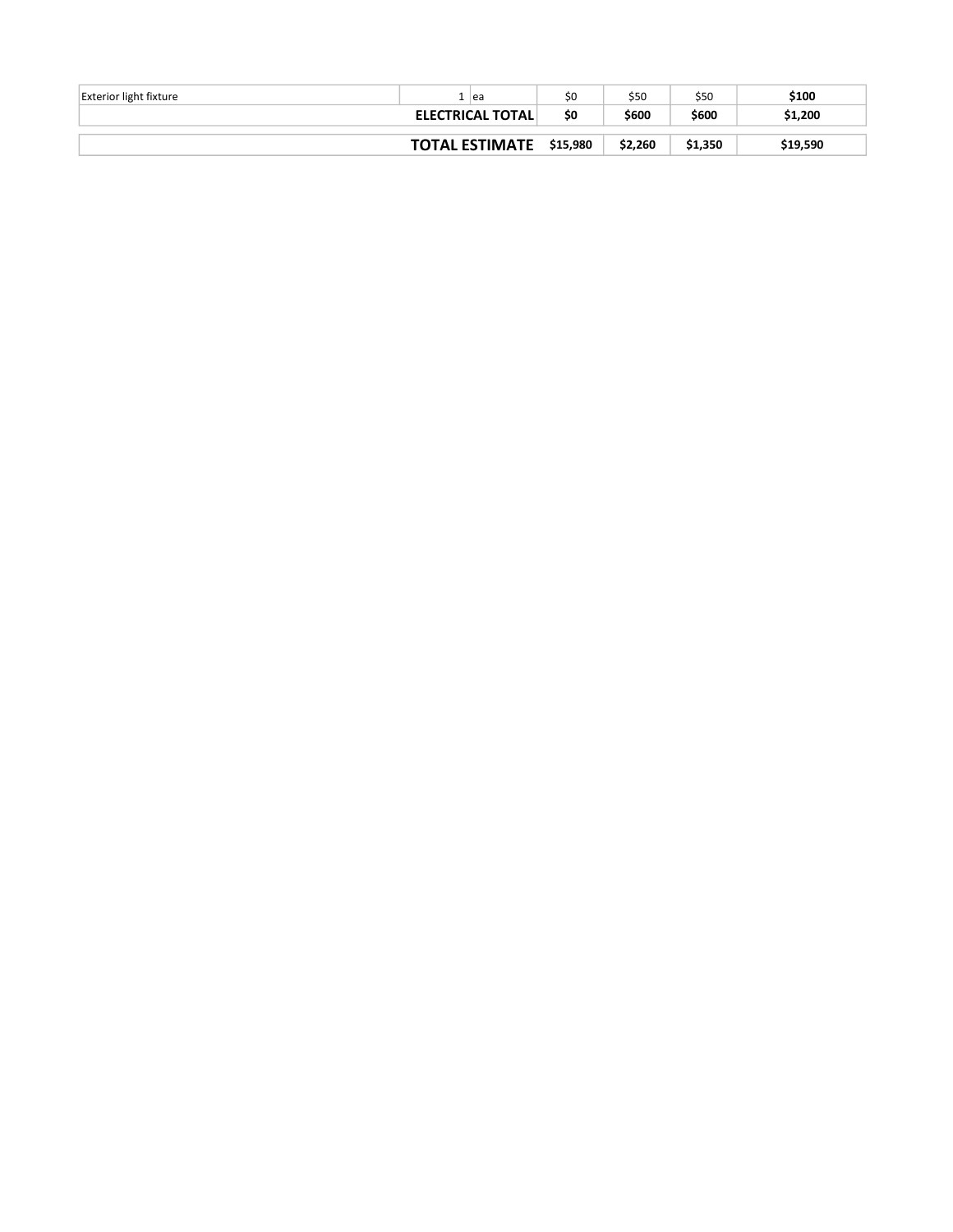| | | | | | | |
|---|---|---|---|---|---|---|
| Exterior light fixture | 1 | ea | $0 | $50 | $50 | **$100** |
| | | **ELECTRICAL TOTAL** | **$0** | **$600** | **$600** | **$1,200** |
| | | **TOTAL ESTIMATE** | **$15,980** | **$2,260** | **$1,350** | **$19,590** |